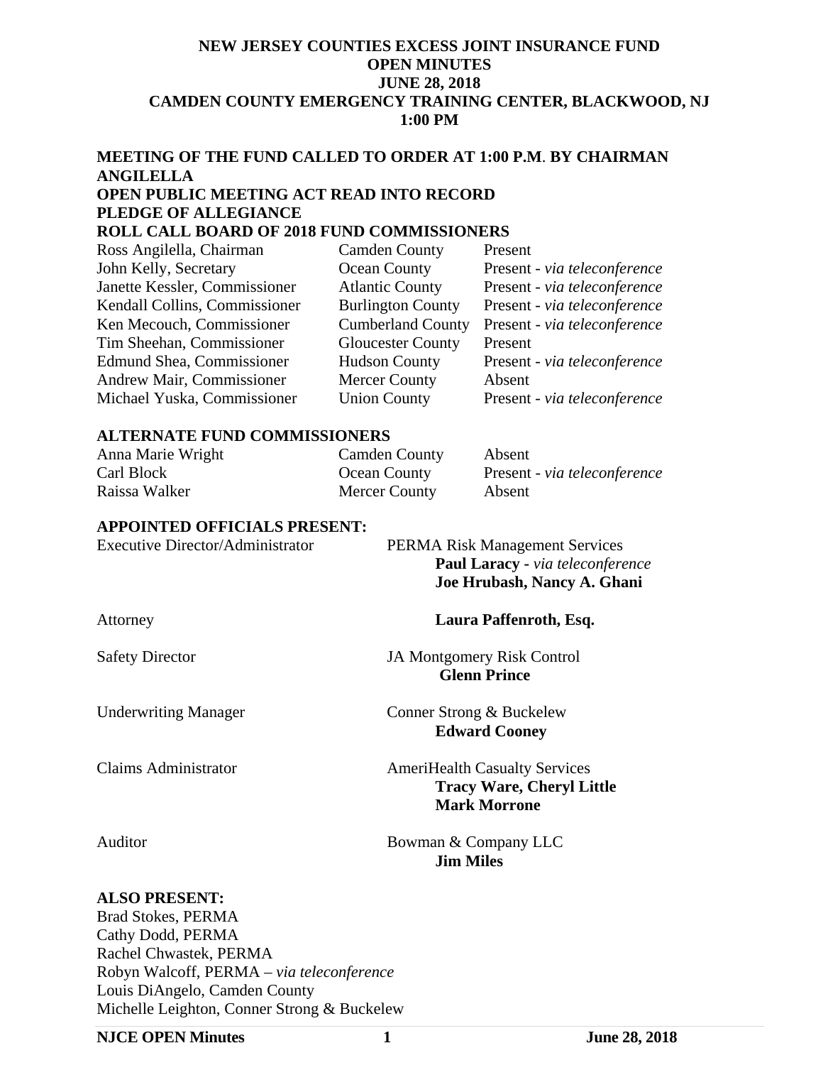# NEW JERSEY COUNTIES EXCESS JOINT INSURANCE FUND
## OPEN MINUTES
## JUNE 28, 2018
## CAMDEN COUNTY EMERGENCY TRAINING CENTER, BLACKWOOD, NJ
## 1:00 PM

**MEETING OF THE FUND CALLED TO ORDER AT 1:00 P.M. BY CHAIRMAN ANGILELLA**

**OPEN PUBLIC MEETING ACT READ INTO RECORD**

**PLEDGE OF ALLEGIANCE**

**ROLL CALL BOARD OF 2018 FUND COMMISSIONERS**

| | | |
|---|---|---|
| Ross Angilella, Chairman | Camden County | Present |
| John Kelly, Secretary | Ocean County | Present - *via teleconference* |
| Janette Kessler, Commissioner | Atlantic County | Present - *via teleconference* |
| Kendall Collins, Commissioner | Burlington County | Present - *via teleconference* |
| Ken Mecouch, Commissioner | Cumberland County | Present - *via teleconference* |
| Tim Sheehan, Commissioner | Gloucester County | Present |
| Edmund Shea, Commissioner | Hudson County | Present - *via teleconference* |
| Andrew Mair, Commissioner | Mercer County | Absent |
| Michael Yuska, Commissioner | Union County | Present - *via teleconference* |

**ALTERNATE FUND COMMISSIONERS**

| | | |
|---|---|---|
| Anna Marie Wright | Camden County | Absent |
| Carl Block | Ocean County | Present - *via teleconference* |
| Raissa Walker | Mercer County | Absent |

**APPOINTED OFFICIALS PRESENT:**

| | |
|---|---|
| Executive Director/Administrator | PERMA Risk Management Services<br>**Paul Laracy** - *via teleconference*<br>**Joe Hrubash, Nancy A. Ghani** |
| Attorney | **Laura Paffenroth, Esq.** |
| Safety Director | JA Montgomery Risk Control<br>**Glenn Prince** |
| Underwriting Manager | Conner Strong & Buckelew<br>**Edward Cooney** |
| Claims Administrator | AmeriHealth Casualty Services<br>**Tracy Ware, Cheryl Little**<br>**Mark Morrone** |
| Auditor | Bowman & Company LLC<br>**Jim Miles** |

**ALSO PRESENT:**

Brad Stokes, PERMA
Cathy Dodd, PERMA
Rachel Chwastek, PERMA
Robyn Walcoff, PERMA – *via teleconference*
Louis DiAngelo, Camden County
Michelle Leighton, Conner Strong & Buckelew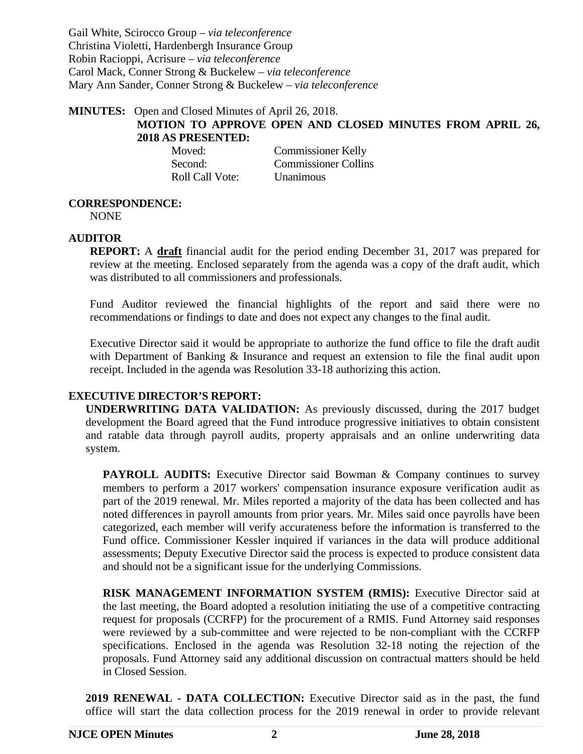Gail White, Scirocco Group – *via teleconference*
Christina Violetti, Hardenbergh Insurance Group
Robin Racioppi, Acrisure – *via teleconference*
Carol Mack, Conner Strong & Buckelew – *via teleconference*
Mary Ann Sander, Conner Strong & Buckelew – *via teleconference*

**MINUTES:** Open and Closed Minutes of April 26, 2018.

**MOTION TO APPROVE OPEN AND CLOSED MINUTES FROM APRIL 26, 2018 AS PRESENTED:**

| | |
|---|---|
| Moved: | Commissioner Kelly |
| Second: | Commissioner Collins |
| Roll Call Vote: | Unanimous |

**CORRESPONDENCE:**
NONE

**AUDITOR**

**REPORT:** A **draft** financial audit for the period ending December 31, 2017 was prepared for review at the meeting. Enclosed separately from the agenda was a copy of the draft audit, which was distributed to all commissioners and professionals.

Fund Auditor reviewed the financial highlights of the report and said there were no recommendations or findings to date and does not expect any changes to the final audit.

Executive Director said it would be appropriate to authorize the fund office to file the draft audit with Department of Banking & Insurance and request an extension to file the final audit upon receipt. Included in the agenda was Resolution 33-18 authorizing this action.

**EXECUTIVE DIRECTOR'S REPORT:**

**UNDERWRITING DATA VALIDATION:** As previously discussed, during the 2017 budget development the Board agreed that the Fund introduce progressive initiatives to obtain consistent and ratable data through payroll audits, property appraisals and an online underwriting data system.

**PAYROLL AUDITS:** Executive Director said Bowman & Company continues to survey members to perform a 2017 workers' compensation insurance exposure verification audit as part of the 2019 renewal. Mr. Miles reported a majority of the data has been collected and has noted differences in payroll amounts from prior years. Mr. Miles said once payrolls have been categorized, each member will verify accurateness before the information is transferred to the Fund office. Commissioner Kessler inquired if variances in the data will produce additional assessments; Deputy Executive Director said the process is expected to produce consistent data and should not be a significant issue for the underlying Commissions.

**RISK MANAGEMENT INFORMATION SYSTEM (RMIS):** Executive Director said at the last meeting, the Board adopted a resolution initiating the use of a competitive contracting request for proposals (CCRFP) for the procurement of a RMIS. Fund Attorney said responses were reviewed by a sub-committee and were rejected to be non-compliant with the CCRFP specifications. Enclosed in the agenda was Resolution 32-18 noting the rejection of the proposals. Fund Attorney said any additional discussion on contractual matters should be held in Closed Session.

**2019 RENEWAL - DATA COLLECTION:** Executive Director said as in the past, the fund office will start the data collection process for the 2019 renewal in order to provide relevant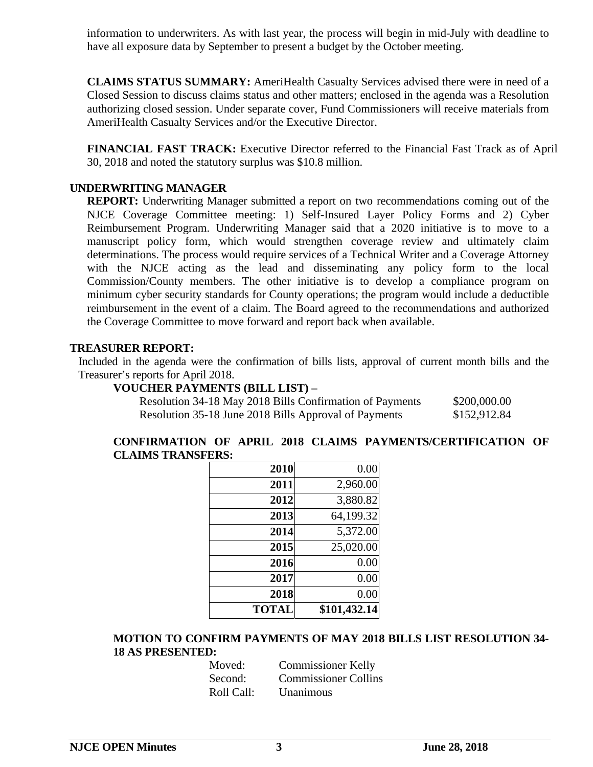information to underwriters. As with last year, the process will begin in mid-July with deadline to have all exposure data by September to present a budget by the October meeting.

**CLAIMS STATUS SUMMARY:** AmeriHealth Casualty Services advised there were in need of a Closed Session to discuss claims status and other matters; enclosed in the agenda was a Resolution authorizing closed session. Under separate cover, Fund Commissioners will receive materials from AmeriHealth Casualty Services and/or the Executive Director.

**FINANCIAL FAST TRACK:** Executive Director referred to the Financial Fast Track as of April 30, 2018 and noted the statutory surplus was $10.8 million.

## UNDERWRITING MANAGER

**REPORT:** Underwriting Manager submitted a report on two recommendations coming out of the NJCE Coverage Committee meeting: 1) Self-Insured Layer Policy Forms and 2) Cyber Reimbursement Program. Underwriting Manager said that a 2020 initiative is to move to a manuscript policy form, which would strengthen coverage review and ultimately claim determinations. The process would require services of a Technical Writer and a Coverage Attorney with the NJCE acting as the lead and disseminating any policy form to the local Commission/County members. The other initiative is to develop a compliance program on minimum cyber security standards for County operations; the program would include a deductible reimbursement in the event of a claim. The Board agreed to the recommendations and authorized the Coverage Committee to move forward and report back when available.

## TREASURER REPORT:

Included in the agenda were the confirmation of bills lists, approval of current month bills and the Treasurer's reports for April 2018.

**VOUCHER PAYMENTS (BILL LIST) –**

| | |
|---|---|
| Resolution 34-18 May 2018 Bills Confirmation of Payments | $200,000.00 |
| Resolution 35-18 June 2018 Bills Approval of Payments | $152,912.84 |

**CONFIRMATION OF APRIL 2018 CLAIMS PAYMENTS/CERTIFICATION OF CLAIMS TRANSFERS:**

| Year | Amount |
|---|---|
| **2010** | 0.00 |
| **2011** | 2,960.00 |
| **2012** | 3,880.82 |
| **2013** | 64,199.32 |
| **2014** | 5,372.00 |
| **2015** | 25,020.00 |
| **2016** | 0.00 |
| **2017** | 0.00 |
| **2018** | 0.00 |
| **TOTAL** | **$101,432.14** |

**MOTION TO CONFIRM PAYMENTS OF MAY 2018 BILLS LIST RESOLUTION 34-18 AS PRESENTED:**

Moved: Commissioner Kelly
Second: Commissioner Collins
Roll Call: Unanimous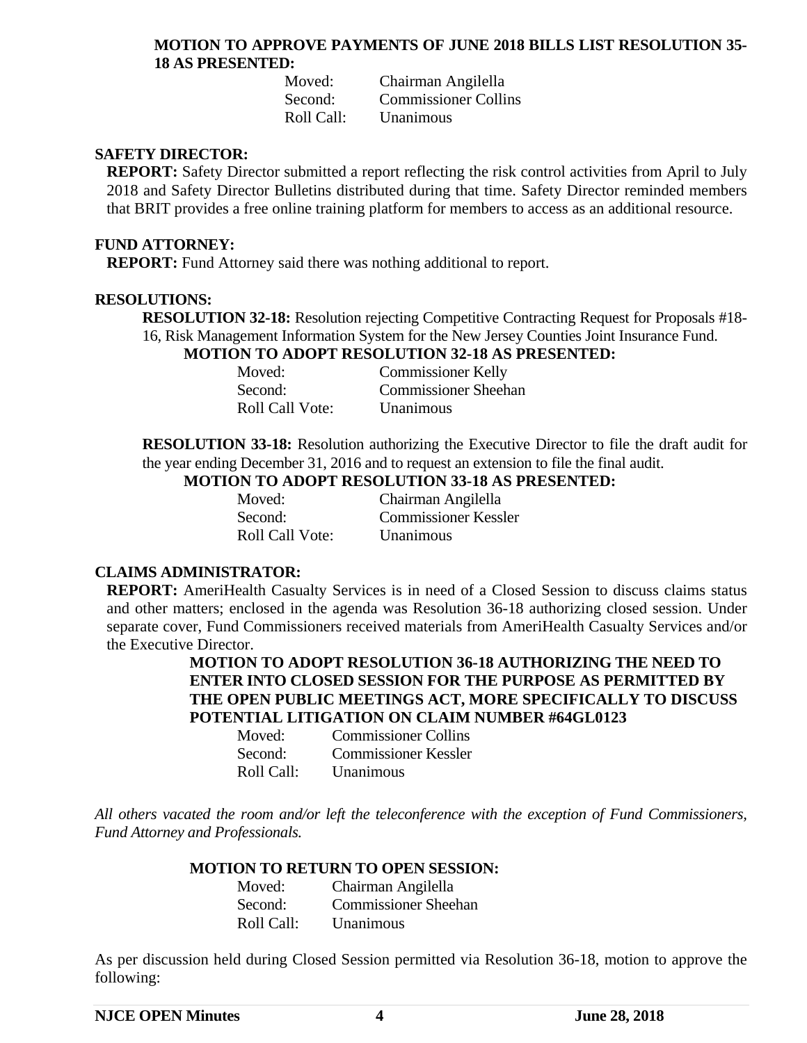**MOTION TO APPROVE PAYMENTS OF JUNE 2018 BILLS LIST RESOLUTION 35-18 AS PRESENTED:**

Moved: Chairman Angilella
Second: Commissioner Collins
Roll Call: Unanimous

**SAFETY DIRECTOR:**

**REPORT:** Safety Director submitted a report reflecting the risk control activities from April to July 2018 and Safety Director Bulletins distributed during that time. Safety Director reminded members that BRIT provides a free online training platform for members to access as an additional resource.

**FUND ATTORNEY:**

**REPORT:** Fund Attorney said there was nothing additional to report.

**RESOLUTIONS:**

**RESOLUTION 32-18:** Resolution rejecting Competitive Contracting Request for Proposals #18-16, Risk Management Information System for the New Jersey Counties Joint Insurance Fund.

**MOTION TO ADOPT RESOLUTION 32-18 AS PRESENTED:**

Moved: Commissioner Kelly
Second: Commissioner Sheehan
Roll Call Vote: Unanimous

**RESOLUTION 33-18:** Resolution authorizing the Executive Director to file the draft audit for the year ending December 31, 2016 and to request an extension to file the final audit.

**MOTION TO ADOPT RESOLUTION 33-18 AS PRESENTED:**

Moved: Chairman Angilella
Second: Commissioner Kessler
Roll Call Vote: Unanimous

**CLAIMS ADMINISTRATOR:**

**REPORT:** AmeriHealth Casualty Services is in need of a Closed Session to discuss claims status and other matters; enclosed in the agenda was Resolution 36-18 authorizing closed session. Under separate cover, Fund Commissioners received materials from AmeriHealth Casualty Services and/or the Executive Director.

**MOTION TO ADOPT RESOLUTION 36-18 AUTHORIZING THE NEED TO ENTER INTO CLOSED SESSION FOR THE PURPOSE AS PERMITTED BY THE OPEN PUBLIC MEETINGS ACT, MORE SPECIFICALLY TO DISCUSS POTENTIAL LITIGATION ON CLAIM NUMBER #64GL0123**

Moved: Commissioner Collins
Second: Commissioner Kessler
Roll Call: Unanimous

*All others vacated the room and/or left the teleconference with the exception of Fund Commissioners, Fund Attorney and Professionals.*

**MOTION TO RETURN TO OPEN SESSION:**

Moved: Chairman Angilella
Second: Commissioner Sheehan
Roll Call: Unanimous

As per discussion held during Closed Session permitted via Resolution 36-18, motion to approve the following: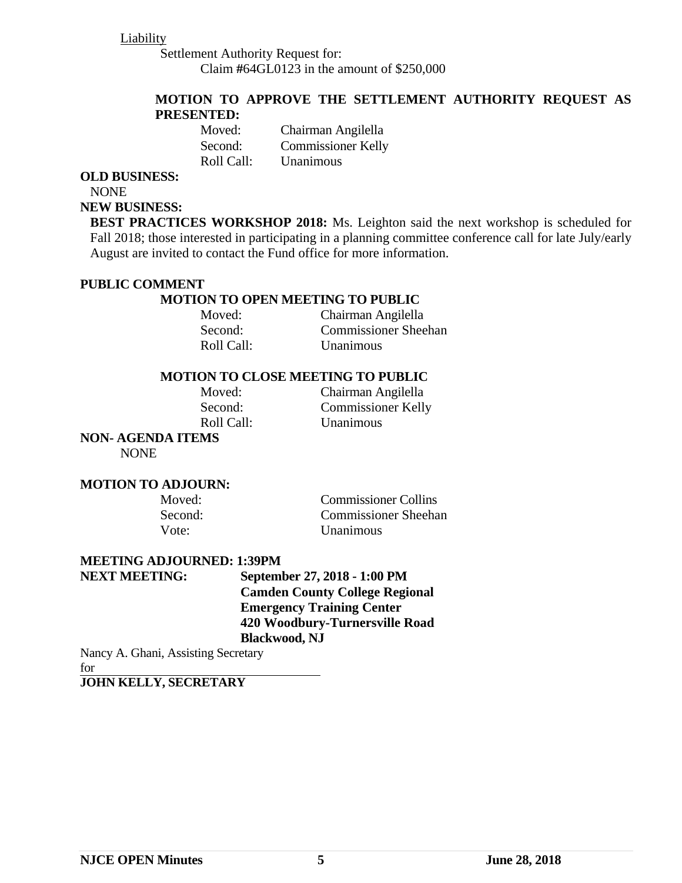Liability

Settlement Authority Request for:

Claim #64GL0123 in the amount of $250,000

**MOTION TO APPROVE THE SETTLEMENT AUTHORITY REQUEST AS PRESENTED:**

| | |
|---|---|
| Moved: | Chairman Angilella |
| Second: | Commissioner Kelly |
| Roll Call: | Unanimous |

**OLD BUSINESS:**

NONE

**NEW BUSINESS:**

**BEST PRACTICES WORKSHOP 2018:** Ms. Leighton said the next workshop is scheduled for Fall 2018; those interested in participating in a planning committee conference call for late July/early August are invited to contact the Fund office for more information.

**PUBLIC COMMENT**

**MOTION TO OPEN MEETING TO PUBLIC**

| | |
|---|---|
| Moved: | Chairman Angilella |
| Second: | Commissioner Sheehan |
| Roll Call: | Unanimous |

**MOTION TO CLOSE MEETING TO PUBLIC**

| | |
|---|---|
| Moved: | Chairman Angilella |
| Second: | Commissioner Kelly |
| Roll Call: | Unanimous |

**NON- AGENDA ITEMS**

NONE

**MOTION TO ADJOURN:**

| | |
|---|---|
| Moved: | Commissioner Collins |
| Second: | Commissioner Sheehan |
| Vote: | Unanimous |

**MEETING ADJOURNED: 1:39PM**

**NEXT MEETING:** **September 27, 2018 - 1:00 PM**
**Camden County College Regional**
**Emergency Training Center**
**420 Woodbury-Turnersville Road**
**Blackwood, NJ**

Nancy A. Ghani, Assisting Secretary
for

**JOHN KELLY, SECRETARY**